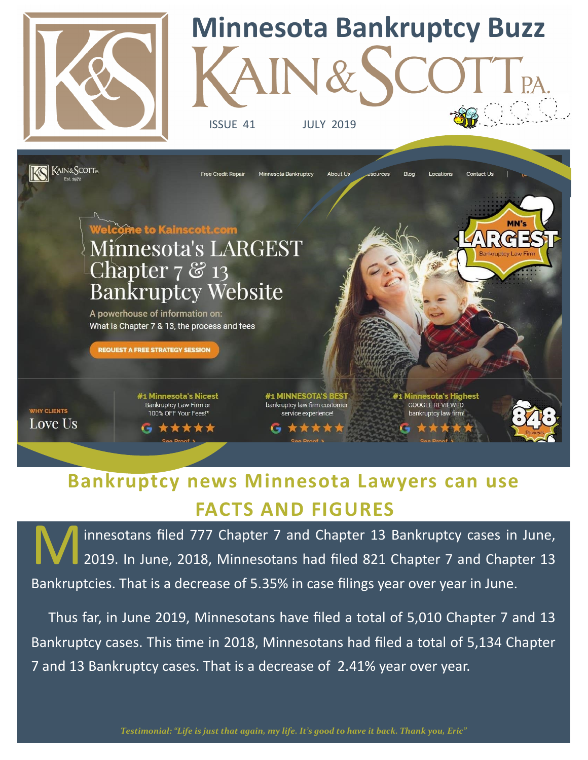# Minnesota Bankruptcy Buzz

# KAIN & SCOTT P.A.

ISSUE 41 JULY 2019

## Bankruptcy news Minnesota Lawyers can use

## FACTS AND FIGURES

Minnesotans filed 777 Chapter 7 and Chapter 13 Bankruptcy cases in June, 2019. In June, 2018, Minnesotans had filed 821 Chapter 7 and Chapter 13 Bankruptcies. That is a decrease of 5.35% in case filings year over year in June.

Thus far, in June 2019, Minnesotans have filed a total of 5,010 Chapter 7 and 13 Bankruptcy cases. This time in 2018, Minnesotans had filed a total of 5,134 Chapter 7 and 13 Bankruptcy cases. That is a decrease of 2.41% year over year.

*Testimonial: "Life is just that again, my life. It's good to have it back. Thank you, Eric"*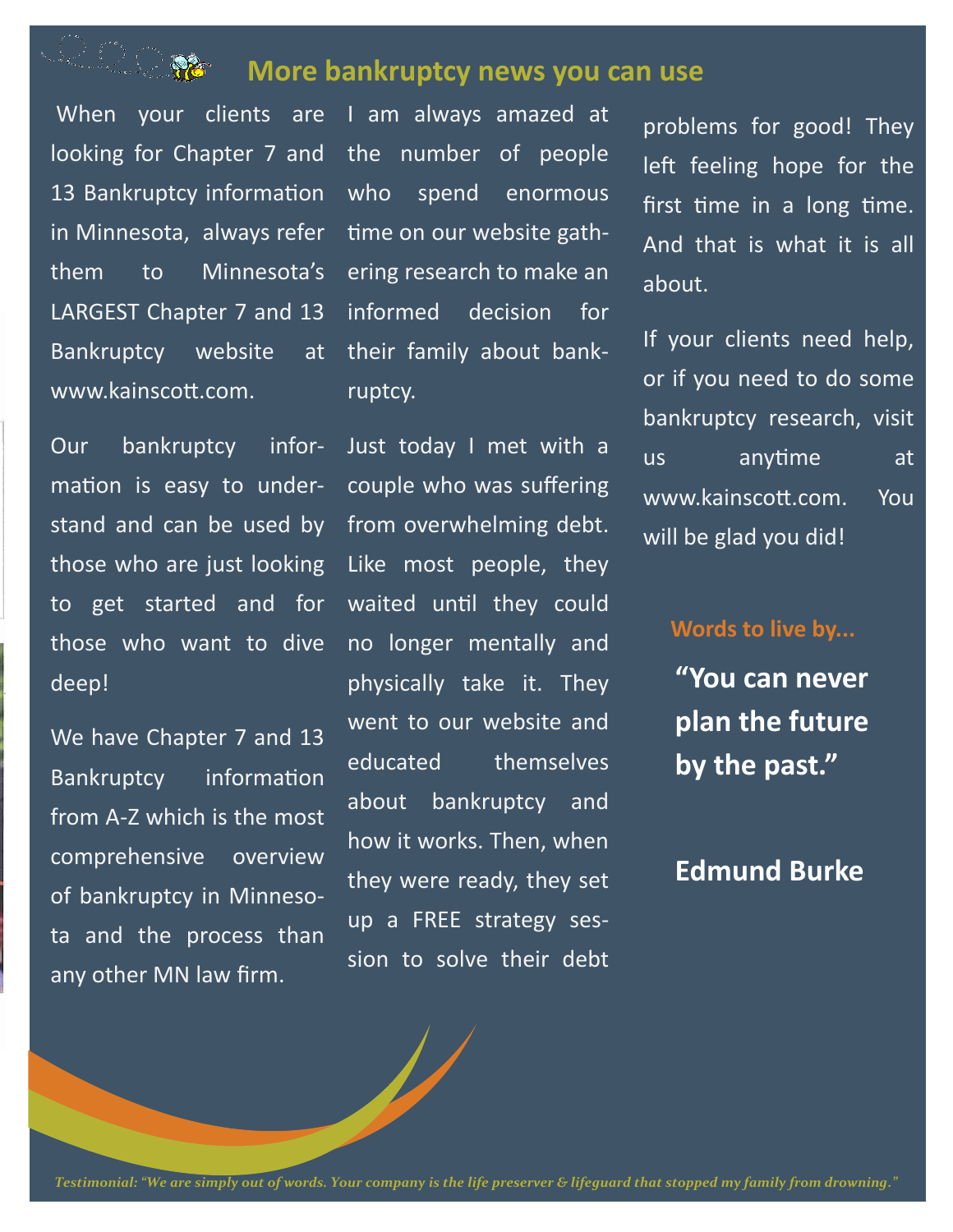## More bankruptcy news you can use

When your clients are looking for Chapter 7 and 13 Bankruptcy information in Minnesota, always refer them to Minnesota's LARGEST Chapter 7 and 13 Bankruptcy website at www.kainscott.com.

Our bankruptcy information is easy to understand and can be used by those who are just looking to get started and for those who want to dive deep!

We have Chapter 7 and 13 Bankruptcy information from A-Z which is the most comprehensive overview of bankruptcy in Minnesota and the process than any other MN law firm.

I am always amazed at the number of people who spend enormous time on our website gathering research to make an informed decision for their family about bankruptcy.

Just today I met with a couple who was suffering from overwhelming debt. Like most people, they waited until they could no longer mentally and physically take it. They went to our website and educated themselves about bankruptcy and how it works. Then, when they were ready, they set up a FREE strategy session to solve their debt problems for good! They left feeling hope for the first time in a long time. And that is what it is all about.

If your clients need help, or if you need to do some bankruptcy research, visit us anytime at www.kainscott.com. You will be glad you did!

**Words to live by...**

**"You can never plan the future by the past."**

**Edmund Burke**

*Testimonial: "We are simply out of words. Your company is the life preserver & lifeguard that stopped my family from drowning."*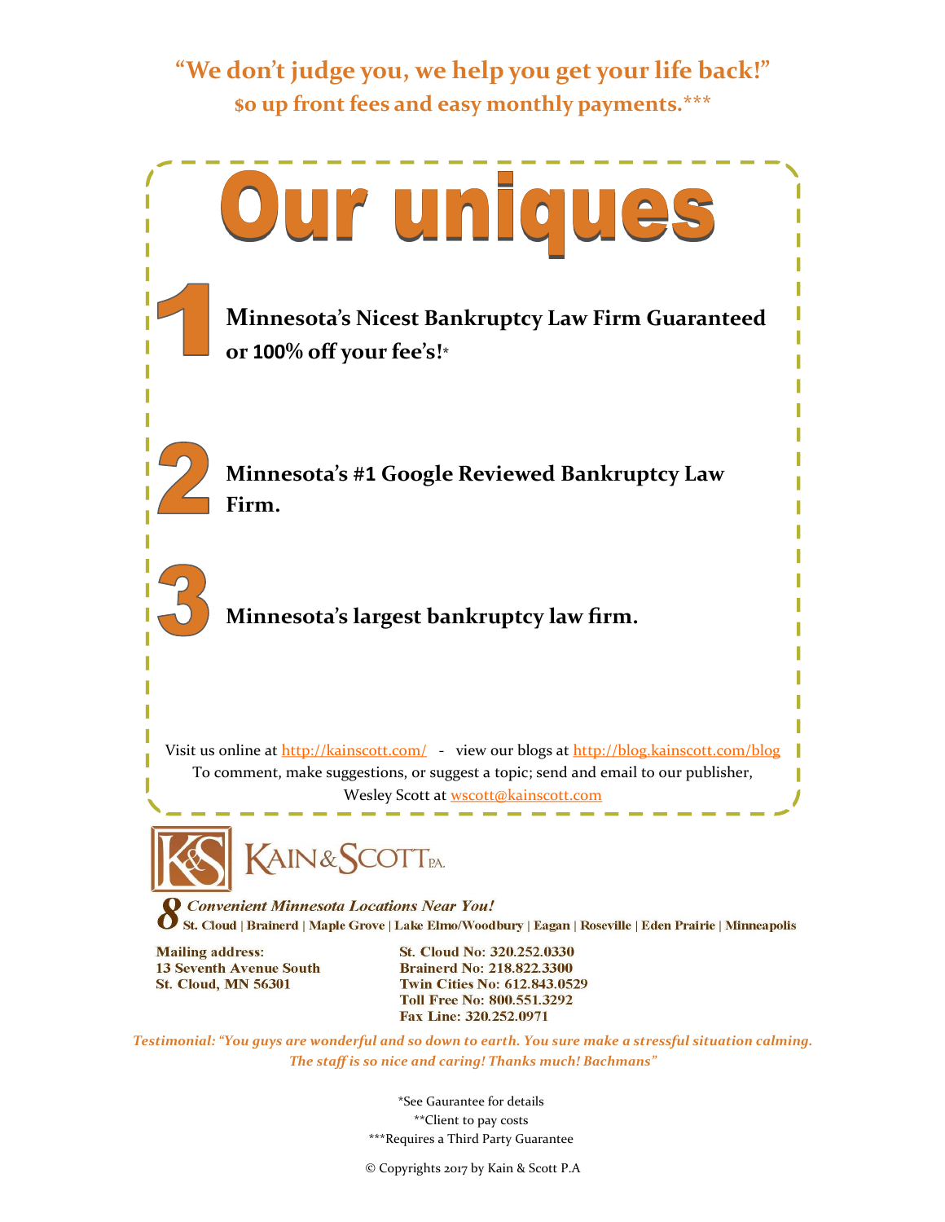**“We don’t judge you, we help you get your life back!”**

**$0 up front fees and easy monthly payments.*****

# Our uniques

1. **Minnesota’s Nicest Bankruptcy Law Firm Guaranteed or 100% off your fee’s!***

2. **Minnesota’s #1 Google Reviewed Bankruptcy Law Firm.**

3. **Minnesota’s largest bankruptcy law firm.**

Visit us online at http://kainscott.com/ - view our blogs at http://blog.kainscott.com/blog

To comment, make suggestions, or suggest a topic; send and email to our publisher, Wesley Scott at wscott@kainscott.com

KAIN & SCOTT P.A.

**8** ***Convenient Minnesota Locations Near You!***

**St. Cloud | Brainerd | Maple Grove | Lake Elmo/Woodbury | Eagan | Roseville | Eden Prairie | Minneapolis**

**Mailing address:**
**13 Seventh Avenue South**
**St. Cloud, MN 56301**

**St. Cloud No: 320.252.0330**
**Brainerd No: 218.822.3300**
**Twin Cities No: 612.843.0529**
**Toll Free No: 800.551.3292**
**Fax Line: 320.252.0971**

*Testimonial: “You guys are wonderful and so down to earth. You sure make a stressful situation calming. The staff is so nice and caring! Thanks much! Bachmans”*

*See Gaurantee for details

**Client to pay costs

***Requires a Third Party Guarantee

© Copyrights 2017 by Kain & Scott P.A